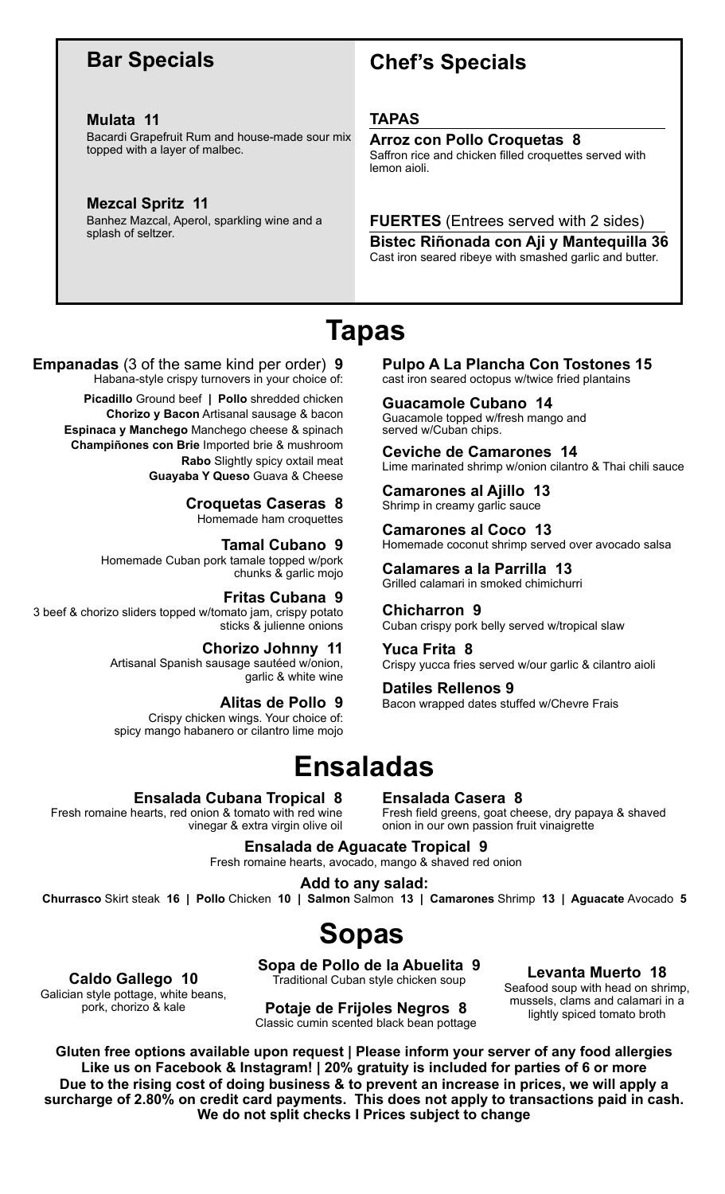## Bar Specials

**Mulata 11**
Bacardi Grapefruit Rum and house-made sour mix topped with a layer of malbec.

**Mezcal Spritz 11**
Banhez Mazcal, Aperol, sparkling wine and a splash of seltzer.

## Chef's Specials

### TAPAS

**Arroz con Pollo Croquetas 8**
Saffron rice and chicken filled croquettes served with lemon aioli.

### FUERTES (Entrees served with 2 sides)

**Bistec Riñonada con Aji y Mantequilla 36**
Cast iron seared ribeye with smashed garlic and butter.

# Tapas

**Empanadas** (3 of the same kind per order) **9**
Habana-style crispy turnovers in your choice of:

**Picadillo** Ground beef **|** **Pollo** shredded chicken
**Chorizo y Bacon** Artisanal sausage & bacon
**Espinaca y Manchego** Manchego cheese & spinach
**Champiñones con Brie** Imported brie & mushroom
**Rabo** Slightly spicy oxtail meat
**Guayaba Y Queso** Guava & Cheese

**Croquetas Caseras 8**
Homemade ham croquettes

**Tamal Cubano 9**
Homemade Cuban pork tamale topped w/pork chunks & garlic mojo

**Fritas Cubana 9**
3 beef & chorizo sliders topped w/tomato jam, crispy potato sticks & julienne onions

**Chorizo Johnny 11**
Artisanal Spanish sausage sautéed w/onion, garlic & white wine

**Alitas de Pollo 9**
Crispy chicken wings. Your choice of: spicy mango habanero or cilantro lime mojo

**Pulpo A La Plancha Con Tostones 15**
cast iron seared octopus w/twice fried plantains

**Guacamole Cubano 14**
Guacamole topped w/fresh mango and served w/Cuban chips.

**Ceviche de Camarones 14**
Lime marinated shrimp w/onion cilantro & Thai chili sauce

**Camarones al Ajillo 13**
Shrimp in creamy garlic sauce

**Camarones al Coco 13**
Homemade coconut shrimp served over avocado salsa

**Calamares a la Parrilla 13**
Grilled calamari in smoked chimichurri

**Chicharron 9**
Cuban crispy pork belly served w/tropical slaw

**Yuca Frita 8**
Crispy yucca fries served w/our garlic & cilantro aioli

**Datiles Rellenos 9**
Bacon wrapped dates stuffed w/Chevre Frais

# Ensaladas

**Ensalada Cubana Tropical 8**
Fresh romaine hearts, red onion & tomato with red wine vinegar & extra virgin olive oil

**Ensalada Casera 8**
Fresh field greens, goat cheese, dry papaya & shaved onion in our own passion fruit vinaigrette

**Ensalada de Aguacate Tropical 9**
Fresh romaine hearts, avocado, mango & shaved red onion

**Add to any salad:**
**Churrasco** Skirt steak **16 |** **Pollo** Chicken **10 |** **Salmon** Salmon **13 |** **Camarones** Shrimp **13 |** **Aguacate** Avocado **5**

# Sopas

**Caldo Gallego 10**
Galician style pottage, white beans, pork, chorizo & kale

**Sopa de Pollo de la Abuelita 9**
Traditional Cuban style chicken soup

**Potaje de Frijoles Negros 8**
Classic cumin scented black bean pottage

**Levanta Muerto 18**
Seafood soup with head on shrimp, mussels, clams and calamari in a lightly spiced tomato broth

**Gluten free options available upon request | Please inform your server of any food allergies**
**Like us on Facebook & Instagram! | 20% gratuity is included for parties of 6 or more**
**Due to the rising cost of doing business & to prevent an increase in prices, we will apply a surcharge of 2.80% on credit card payments. This does not apply to transactions paid in cash.**
**We do not split checks I Prices subject to change**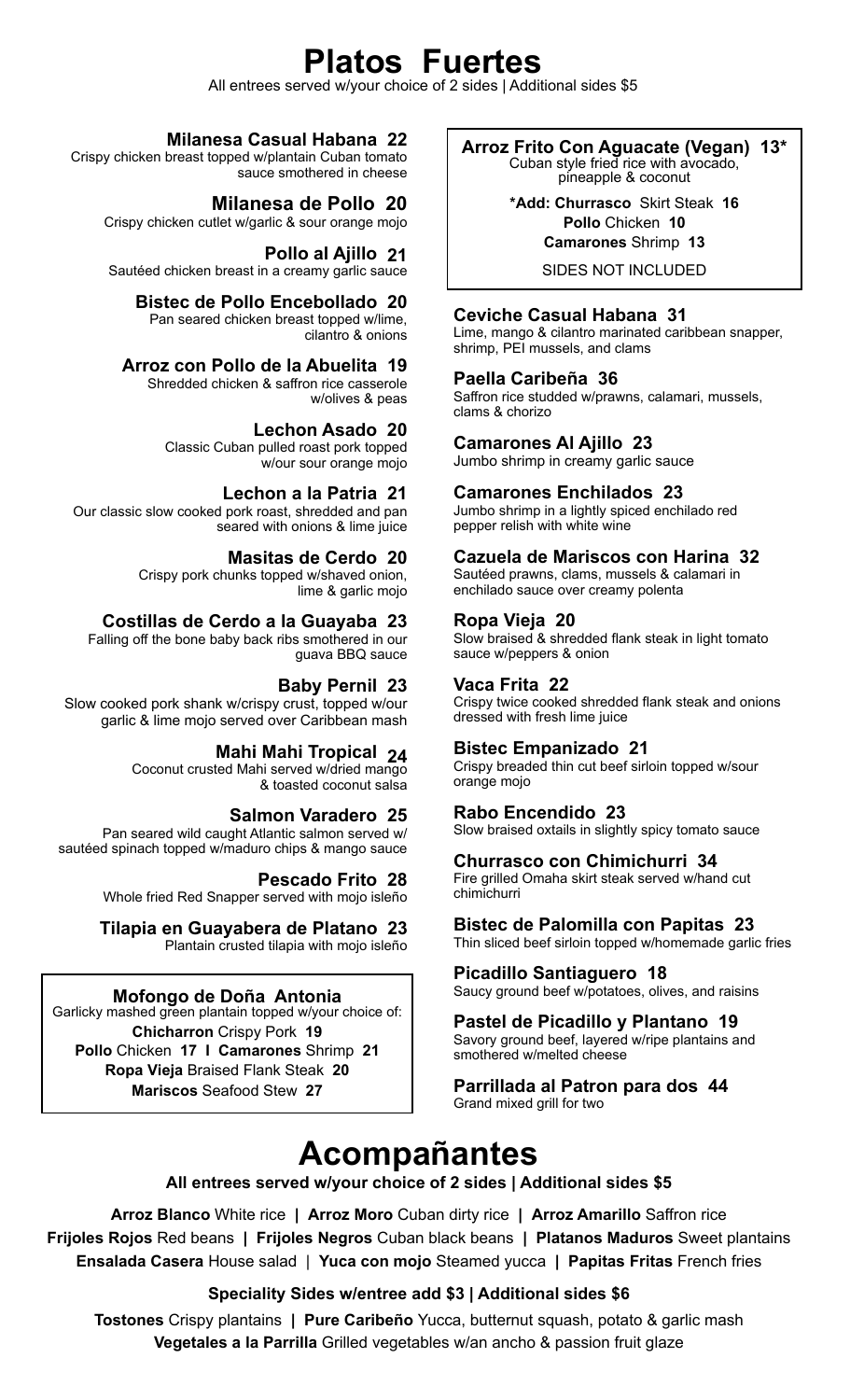# Platos Fuertes

All entrees served w/your choice of 2 sides | Additional sides $5

**Milanesa Casual Habana 22**
Crispy chicken breast topped w/plantain Cuban tomato sauce smothered in cheese

**Milanesa de Pollo 20**
Crispy chicken cutlet w/garlic & sour orange mojo

**Pollo al Ajillo 21**
Sautéed chicken breast in a creamy garlic sauce

**Bistec de Pollo Encebollado 20**
Pan seared chicken breast topped w/lime, cilantro & onions

**Arroz con Pollo de la Abuelita 19**
Shredded chicken & saffron rice casserole w/olives & peas

**Lechon Asado 20**
Classic Cuban pulled roast pork topped w/our sour orange mojo

**Lechon a la Patria 21**
Our classic slow cooked pork roast, shredded and pan seared with onions & lime juice

**Masitas de Cerdo 20**
Crispy pork chunks topped w/shaved onion, lime & garlic mojo

**Costillas de Cerdo a la Guayaba 23**
Falling off the bone baby back ribs smothered in our guava BBQ sauce

**Baby Pernil 23**
Slow cooked pork shank w/crispy crust, topped w/our garlic & lime mojo served over Caribbean mash

**Mahi Mahi Tropical 24**
Coconut crusted Mahi served w/dried mango & toasted coconut salsa

**Salmon Varadero 25**
Pan seared wild caught Atlantic salmon served w/ sautéed spinach topped w/maduro chips & mango sauce

**Pescado Frito 28**
Whole fried Red Snapper served with mojo isleño

**Tilapia en Guayabera de Platano 23**
Plantain crusted tilapia with mojo isleño

**Mofongo de Doña Antonia**
Garlicky mashed green plantain topped w/your choice of:
**Chicharron** Crispy Pork **19**
**Pollo** Chicken **17** | **Camarones** Shrimp **21**
**Ropa Vieja** Braised Flank Steak **20**
**Mariscos** Seafood Stew **27**

**Arroz Frito Con Aguacate (Vegan) 13***
Cuban style fried rice with avocado, pineapple & coconut
***Add: Churrasco** Skirt Steak **16**
**Pollo** Chicken **10**
**Camarones** Shrimp **13**
SIDES NOT INCLUDED

**Ceviche Casual Habana 31**
Lime, mango & cilantro marinated caribbean snapper, shrimp, PEI mussels, and clams

**Paella Caribeña 36**
Saffron rice studded w/prawns, calamari, mussels, clams & chorizo

**Camarones Al Ajillo 23**
Jumbo shrimp in creamy garlic sauce

**Camarones Enchilados 23**
Jumbo shrimp in a lightly spiced enchilado red pepper relish with white wine

**Cazuela de Mariscos con Harina 32**
Sautéed prawns, clams, mussels & calamari in enchilado sauce over creamy polenta

**Ropa Vieja 20**
Slow braised & shredded flank steak in light tomato sauce w/peppers & onion

**Vaca Frita 22**
Crispy twice cooked shredded flank steak and onions dressed with fresh lime juice

**Bistec Empanizado 21**
Crispy breaded thin cut beef sirloin topped w/sour orange mojo

**Rabo Encendido 23**
Slow braised oxtails in slightly spicy tomato sauce

**Churrasco con Chimichurri 34**
Fire grilled Omaha skirt steak served w/hand cut chimichurri

**Bistec de Palomilla con Papitas 23**
Thin sliced beef sirloin topped w/homemade garlic fries

**Picadillo Santiaguero 18**
Saucy ground beef w/potatoes, olives, and raisins

**Pastel de Picadillo y Plantano 19**
Savory ground beef, layered w/ripe plantains and smothered w/melted cheese

**Parrillada al Patron para dos 44**
Grand mixed grill for two

# Acompañantes

**All entrees served w/your choice of 2 sides | Additional sides $5**

**Arroz Blanco** White rice | **Arroz Moro** Cuban dirty rice | **Arroz Amarillo** Saffron rice
**Frijoles Rojos** Red beans | **Frijoles Negros** Cuban black beans | **Platanos Maduros** Sweet plantains
**Ensalada Casera** House salad | **Yuca con mojo** Steamed yucca | **Papitas Fritas** French fries

**Speciality Sides w/entree add $3 | Additional sides $6**

**Tostones** Crispy plantains | **Pure Caribeño** Yucca, butternut squash, potato & garlic mash
**Vegetales a la Parrilla** Grilled vegetables w/an ancho & passion fruit glaze